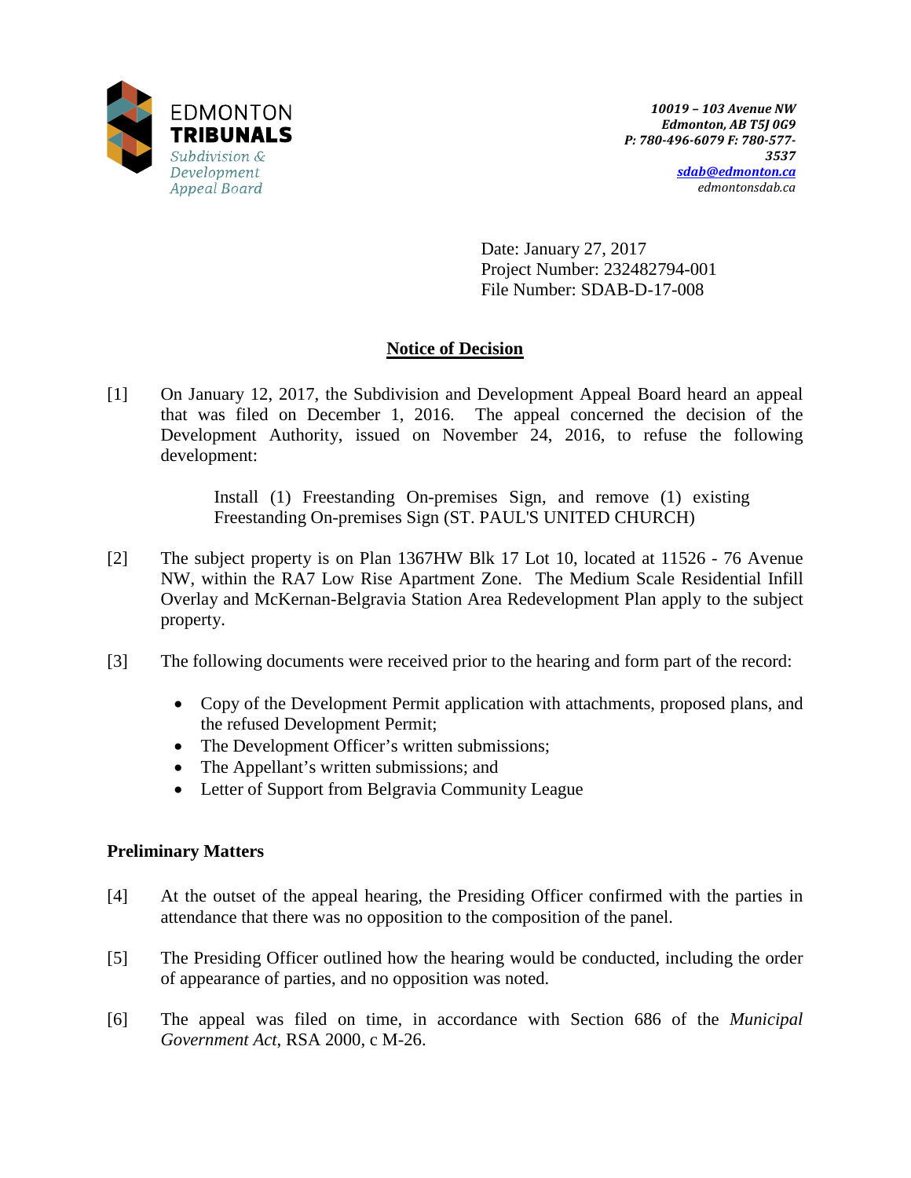EDMONTON **TRIBUNALS**
*Subdivision & Development Appeal Board*

***10019 – 103 Avenue NW***
***Edmonton, AB T5J 0G9***
***P: 780-496-6079 F: 780-577-3537***
***sdab@edmonton.ca***
*edmontonsdab.ca*

Date: January 27, 2017
Project Number: 232482794-001
File Number: SDAB-D-17-008

## Notice of Decision

[1] On January 12, 2017, the Subdivision and Development Appeal Board heard an appeal that was filed on December 1, 2016. The appeal concerned the decision of the Development Authority, issued on November 24, 2016, to refuse the following development:

> Install (1) Freestanding On-premises Sign, and remove (1) existing Freestanding On-premises Sign (ST. PAUL'S UNITED CHURCH)

[2] The subject property is on Plan 1367HW Blk 17 Lot 10, located at 11526 - 76 Avenue NW, within the RA7 Low Rise Apartment Zone. The Medium Scale Residential Infill Overlay and McKernan-Belgravia Station Area Redevelopment Plan apply to the subject property.

[3] The following documents were received prior to the hearing and form part of the record:

- Copy of the Development Permit application with attachments, proposed plans, and the refused Development Permit;
- The Development Officer's written submissions;
- The Appellant's written submissions; and
- Letter of Support from Belgravia Community League

### Preliminary Matters

[4] At the outset of the appeal hearing, the Presiding Officer confirmed with the parties in attendance that there was no opposition to the composition of the panel.

[5] The Presiding Officer outlined how the hearing would be conducted, including the order of appearance of parties, and no opposition was noted.

[6] The appeal was filed on time, in accordance with Section 686 of the *Municipal Government Act*, RSA 2000, c M-26.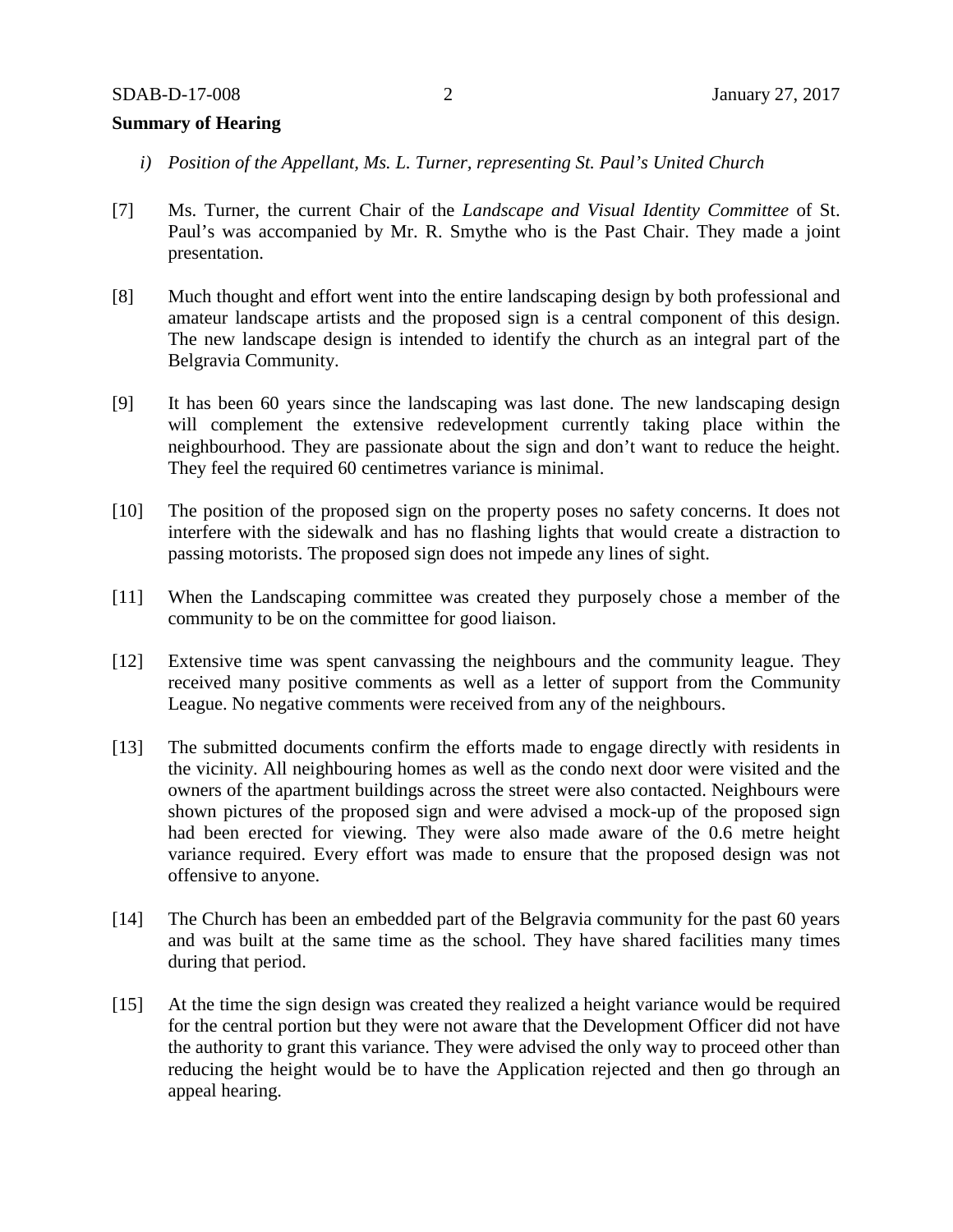**Summary of Hearing**

*i) Position of the Appellant, Ms. L. Turner, representing St. Paul's United Church*

[7] Ms. Turner, the current Chair of the *Landscape and Visual Identity Committee* of St. Paul's was accompanied by Mr. R. Smythe who is the Past Chair. They made a joint presentation.

[8] Much thought and effort went into the entire landscaping design by both professional and amateur landscape artists and the proposed sign is a central component of this design. The new landscape design is intended to identify the church as an integral part of the Belgravia Community.

[9] It has been 60 years since the landscaping was last done. The new landscaping design will complement the extensive redevelopment currently taking place within the neighbourhood. They are passionate about the sign and don't want to reduce the height. They feel the required 60 centimetres variance is minimal.

[10] The position of the proposed sign on the property poses no safety concerns. It does not interfere with the sidewalk and has no flashing lights that would create a distraction to passing motorists. The proposed sign does not impede any lines of sight.

[11] When the Landscaping committee was created they purposely chose a member of the community to be on the committee for good liaison.

[12] Extensive time was spent canvassing the neighbours and the community league. They received many positive comments as well as a letter of support from the Community League. No negative comments were received from any of the neighbours.

[13] The submitted documents confirm the efforts made to engage directly with residents in the vicinity. All neighbouring homes as well as the condo next door were visited and the owners of the apartment buildings across the street were also contacted. Neighbours were shown pictures of the proposed sign and were advised a mock-up of the proposed sign had been erected for viewing. They were also made aware of the 0.6 metre height variance required. Every effort was made to ensure that the proposed design was not offensive to anyone.

[14] The Church has been an embedded part of the Belgravia community for the past 60 years and was built at the same time as the school. They have shared facilities many times during that period.

[15] At the time the sign design was created they realized a height variance would be required for the central portion but they were not aware that the Development Officer did not have the authority to grant this variance. They were advised the only way to proceed other than reducing the height would be to have the Application rejected and then go through an appeal hearing.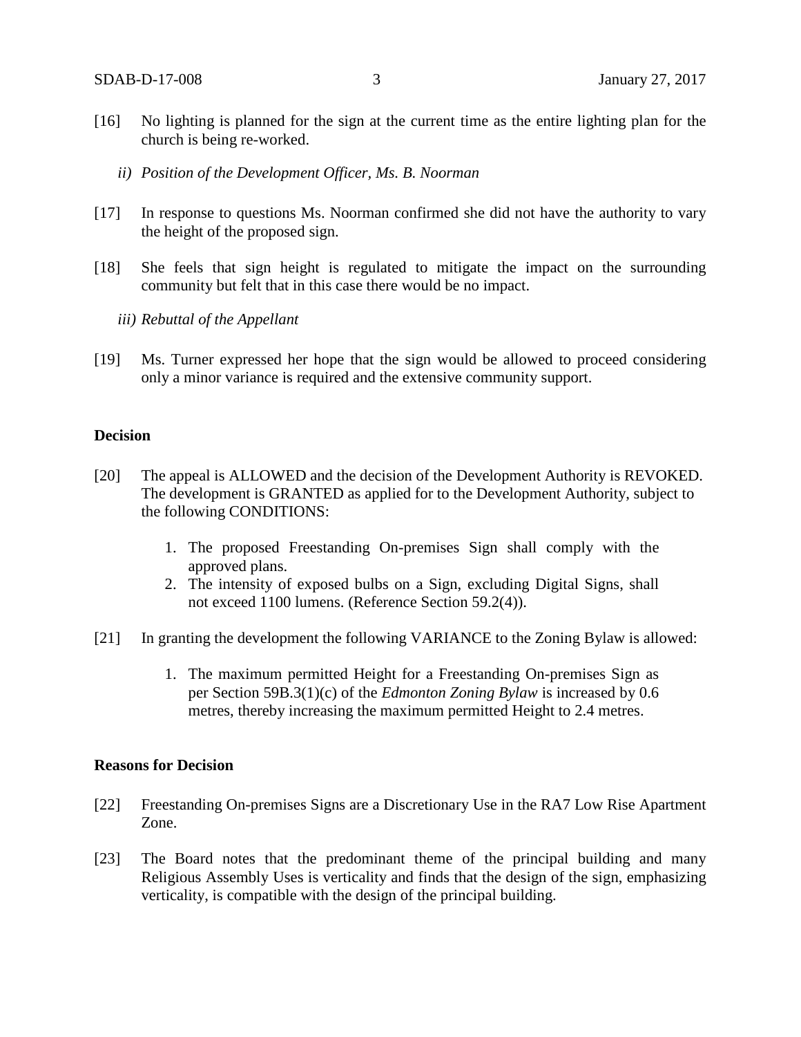[16] No lighting is planned for the sign at the current time as the entire lighting plan for the church is being re-worked.

*ii) Position of the Development Officer, Ms. B. Noorman*

[17] In response to questions Ms. Noorman confirmed she did not have the authority to vary the height of the proposed sign.

[18] She feels that sign height is regulated to mitigate the impact on the surrounding community but felt that in this case there would be no impact.

*iii) Rebuttal of the Appellant*

[19] Ms. Turner expressed her hope that the sign would be allowed to proceed considering only a minor variance is required and the extensive community support.

**Decision**

[20] The appeal is ALLOWED and the decision of the Development Authority is REVOKED. The development is GRANTED as applied for to the Development Authority, subject to the following CONDITIONS:

1. The proposed Freestanding On-premises Sign shall comply with the approved plans.
2. The intensity of exposed bulbs on a Sign, excluding Digital Signs, shall not exceed 1100 lumens. (Reference Section 59.2(4)).

[21] In granting the development the following VARIANCE to the Zoning Bylaw is allowed:

1. The maximum permitted Height for a Freestanding On-premises Sign as per Section 59B.3(1)(c) of the *Edmonton Zoning Bylaw* is increased by 0.6 metres, thereby increasing the maximum permitted Height to 2.4 metres.

**Reasons for Decision**

[22] Freestanding On-premises Signs are a Discretionary Use in the RA7 Low Rise Apartment Zone.

[23] The Board notes that the predominant theme of the principal building and many Religious Assembly Uses is verticality and finds that the design of the sign, emphasizing verticality, is compatible with the design of the principal building.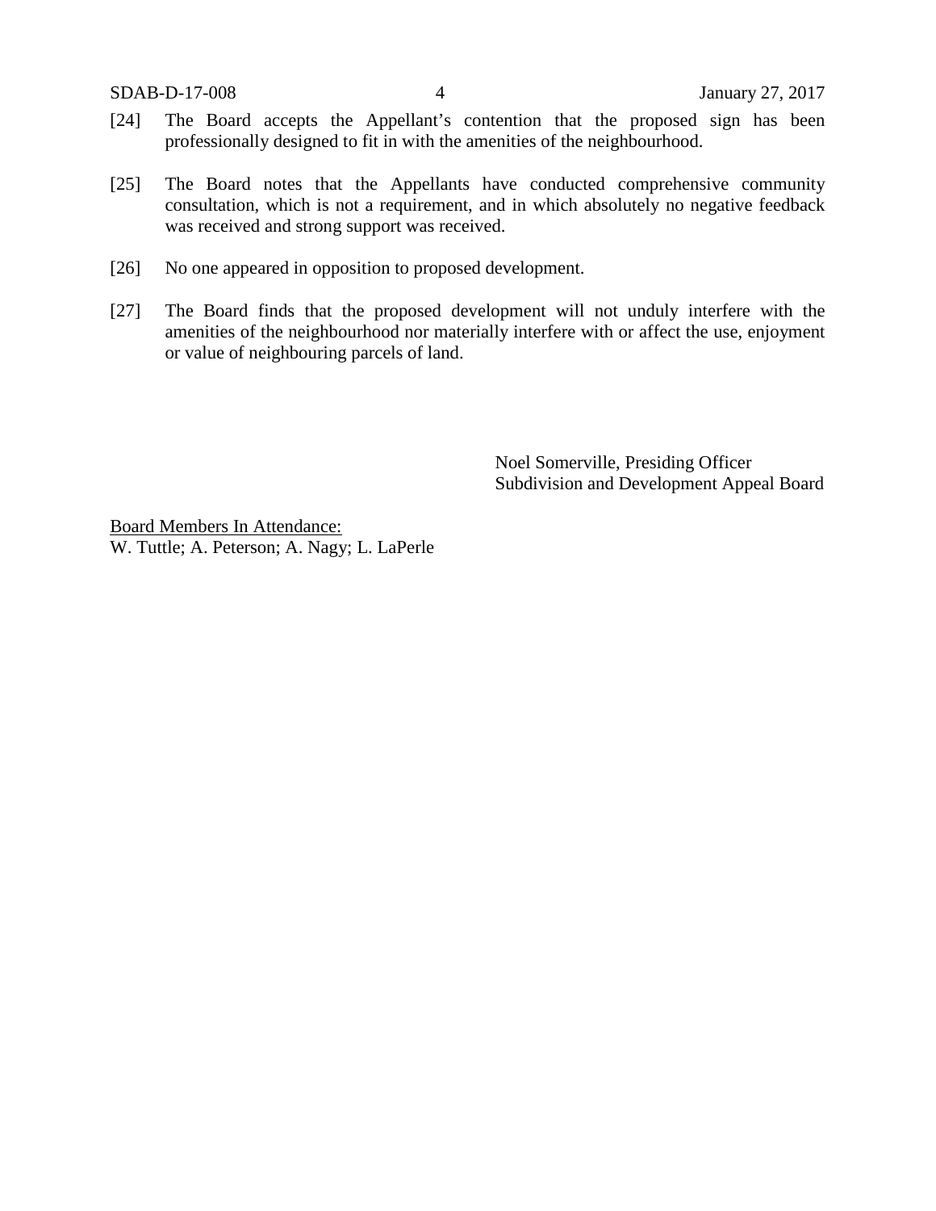[24] The Board accepts the Appellant's contention that the proposed sign has been professionally designed to fit in with the amenities of the neighbourhood.

[25] The Board notes that the Appellants have conducted comprehensive community consultation, which is not a requirement, and in which absolutely no negative feedback was received and strong support was received.

[26] No one appeared in opposition to proposed development.

[27] The Board finds that the proposed development will not unduly interfere with the amenities of the neighbourhood nor materially interfere with or affect the use, enjoyment or value of neighbouring parcels of land.

Noel Somerville, Presiding Officer
Subdivision and Development Appeal Board

<u>Board Members In Attendance:</u>
W. Tuttle; A. Peterson; A. Nagy; L. LaPerle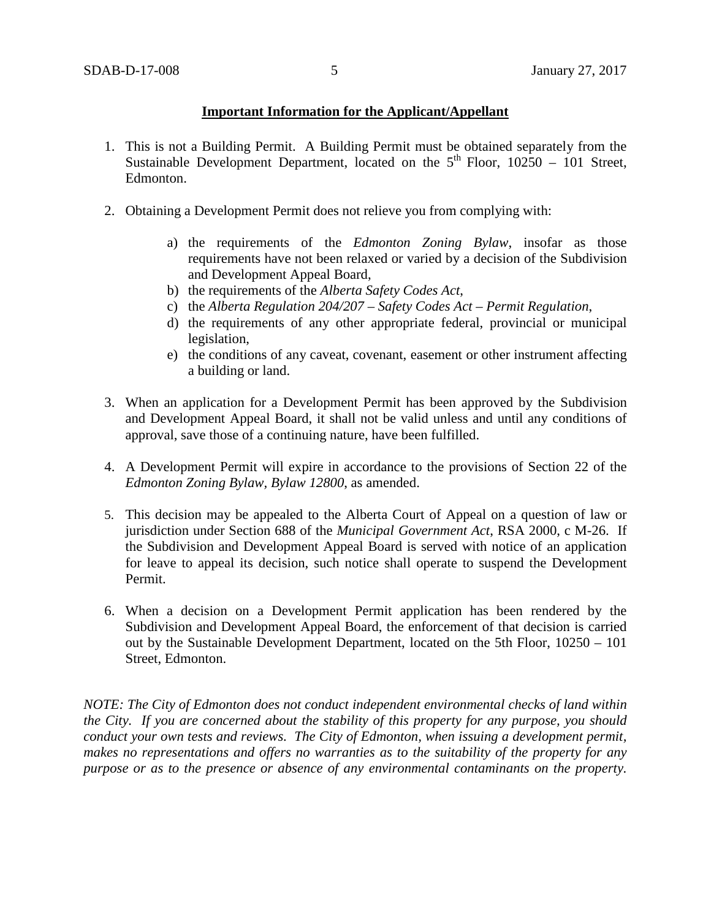**Important Information for the Applicant/Appellant**

1. This is not a Building Permit. A Building Permit must be obtained separately from the Sustainable Development Department, located on the 5th Floor, 10250 – 101 Street, Edmonton.

2. Obtaining a Development Permit does not relieve you from complying with:

    a) the requirements of the *Edmonton Zoning Bylaw*, insofar as those requirements have not been relaxed or varied by a decision of the Subdivision and Development Appeal Board,
    b) the requirements of the *Alberta Safety Codes Act*,
    c) the *Alberta Regulation 204/207 – Safety Codes Act – Permit Regulation*,
    d) the requirements of any other appropriate federal, provincial or municipal legislation,
    e) the conditions of any caveat, covenant, easement or other instrument affecting a building or land.

3. When an application for a Development Permit has been approved by the Subdivision and Development Appeal Board, it shall not be valid unless and until any conditions of approval, save those of a continuing nature, have been fulfilled.

4. A Development Permit will expire in accordance to the provisions of Section 22 of the *Edmonton Zoning Bylaw, Bylaw 12800*, as amended.

5. This decision may be appealed to the Alberta Court of Appeal on a question of law or jurisdiction under Section 688 of the *Municipal Government Act*, RSA 2000, c M-26. If the Subdivision and Development Appeal Board is served with notice of an application for leave to appeal its decision, such notice shall operate to suspend the Development Permit.

6. When a decision on a Development Permit application has been rendered by the Subdivision and Development Appeal Board, the enforcement of that decision is carried out by the Sustainable Development Department, located on the 5th Floor, 10250 – 101 Street, Edmonton.

*NOTE: The City of Edmonton does not conduct independent environmental checks of land within the City. If you are concerned about the stability of this property for any purpose, you should conduct your own tests and reviews. The City of Edmonton, when issuing a development permit, makes no representations and offers no warranties as to the suitability of the property for any purpose or as to the presence or absence of any environmental contaminants on the property.*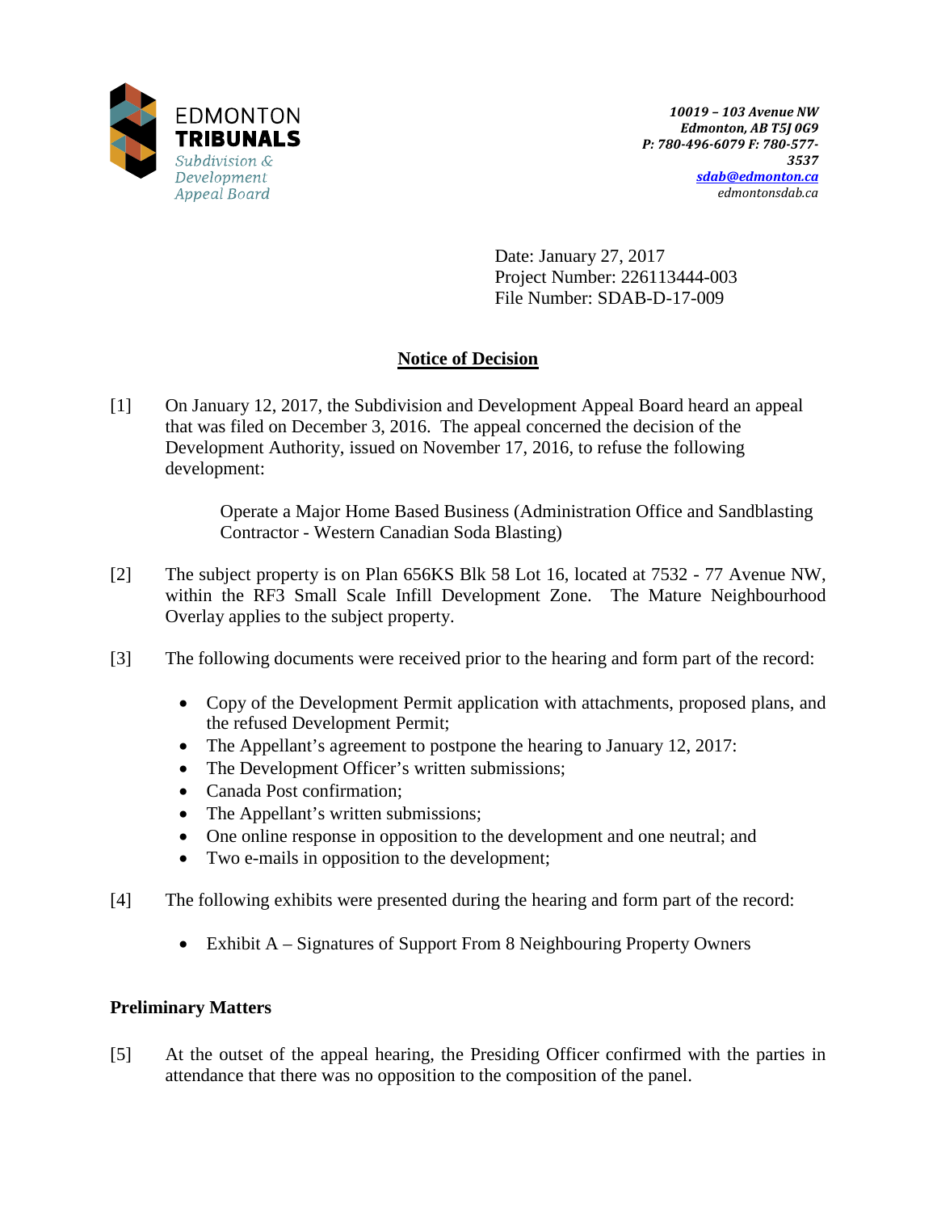EDMONTON **TRIBUNALS**

*Subdivision & Development Appeal Board*

*10019 – 103 Avenue NW*
*Edmonton, AB T5J 0G9*
*P: 780-496-6079 F: 780-577-3537*
*sdab@edmonton.ca*
*edmontonsdab.ca*

Date: January 27, 2017
Project Number: 226113444-003
File Number: SDAB-D-17-009

## Notice of Decision

[1] On January 12, 2017, the Subdivision and Development Appeal Board heard an appeal that was filed on December 3, 2016. The appeal concerned the decision of the Development Authority, issued on November 17, 2016, to refuse the following development:

> Operate a Major Home Based Business (Administration Office and Sandblasting Contractor - Western Canadian Soda Blasting)

[2] The subject property is on Plan 656KS Blk 58 Lot 16, located at 7532 - 77 Avenue NW, within the RF3 Small Scale Infill Development Zone. The Mature Neighbourhood Overlay applies to the subject property.

[3] The following documents were received prior to the hearing and form part of the record:

- Copy of the Development Permit application with attachments, proposed plans, and the refused Development Permit;
- The Appellant's agreement to postpone the hearing to January 12, 2017:
- The Development Officer's written submissions;
- Canada Post confirmation;
- The Appellant's written submissions;
- One online response in opposition to the development and one neutral; and
- Two e-mails in opposition to the development;

[4] The following exhibits were presented during the hearing and form part of the record:

- Exhibit A – Signatures of Support From 8 Neighbouring Property Owners

### Preliminary Matters

[5] At the outset of the appeal hearing, the Presiding Officer confirmed with the parties in attendance that there was no opposition to the composition of the panel.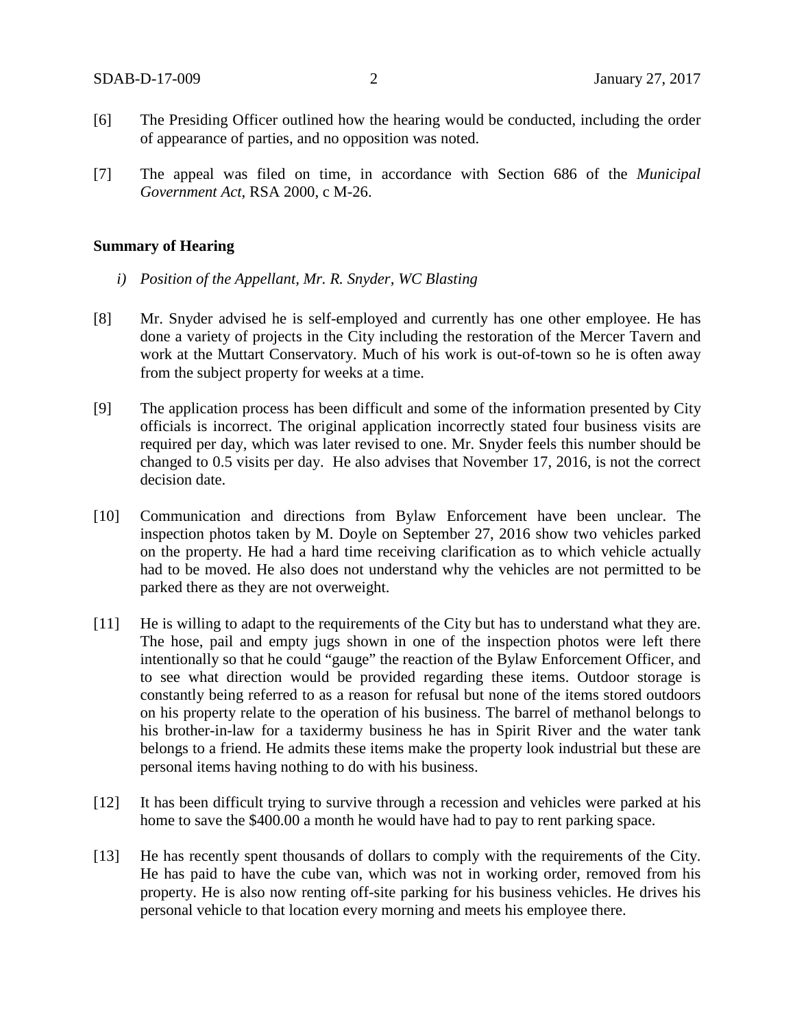[6] The Presiding Officer outlined how the hearing would be conducted, including the order of appearance of parties, and no opposition was noted.

[7] The appeal was filed on time, in accordance with Section 686 of the *Municipal Government Act*, RSA 2000, c M-26.

**Summary of Hearing**

*i) Position of the Appellant, Mr. R. Snyder, WC Blasting*

[8] Mr. Snyder advised he is self-employed and currently has one other employee. He has done a variety of projects in the City including the restoration of the Mercer Tavern and work at the Muttart Conservatory. Much of his work is out-of-town so he is often away from the subject property for weeks at a time.

[9] The application process has been difficult and some of the information presented by City officials is incorrect. The original application incorrectly stated four business visits are required per day, which was later revised to one. Mr. Snyder feels this number should be changed to 0.5 visits per day. He also advises that November 17, 2016, is not the correct decision date.

[10] Communication and directions from Bylaw Enforcement have been unclear. The inspection photos taken by M. Doyle on September 27, 2016 show two vehicles parked on the property. He had a hard time receiving clarification as to which vehicle actually had to be moved. He also does not understand why the vehicles are not permitted to be parked there as they are not overweight.

[11] He is willing to adapt to the requirements of the City but has to understand what they are. The hose, pail and empty jugs shown in one of the inspection photos were left there intentionally so that he could "gauge" the reaction of the Bylaw Enforcement Officer, and to see what direction would be provided regarding these items. Outdoor storage is constantly being referred to as a reason for refusal but none of the items stored outdoors on his property relate to the operation of his business. The barrel of methanol belongs to his brother-in-law for a taxidermy business he has in Spirit River and the water tank belongs to a friend. He admits these items make the property look industrial but these are personal items having nothing to do with his business.

[12] It has been difficult trying to survive through a recession and vehicles were parked at his home to save the $400.00 a month he would have had to pay to rent parking space.

[13] He has recently spent thousands of dollars to comply with the requirements of the City. He has paid to have the cube van, which was not in working order, removed from his property. He is also now renting off-site parking for his business vehicles. He drives his personal vehicle to that location every morning and meets his employee there.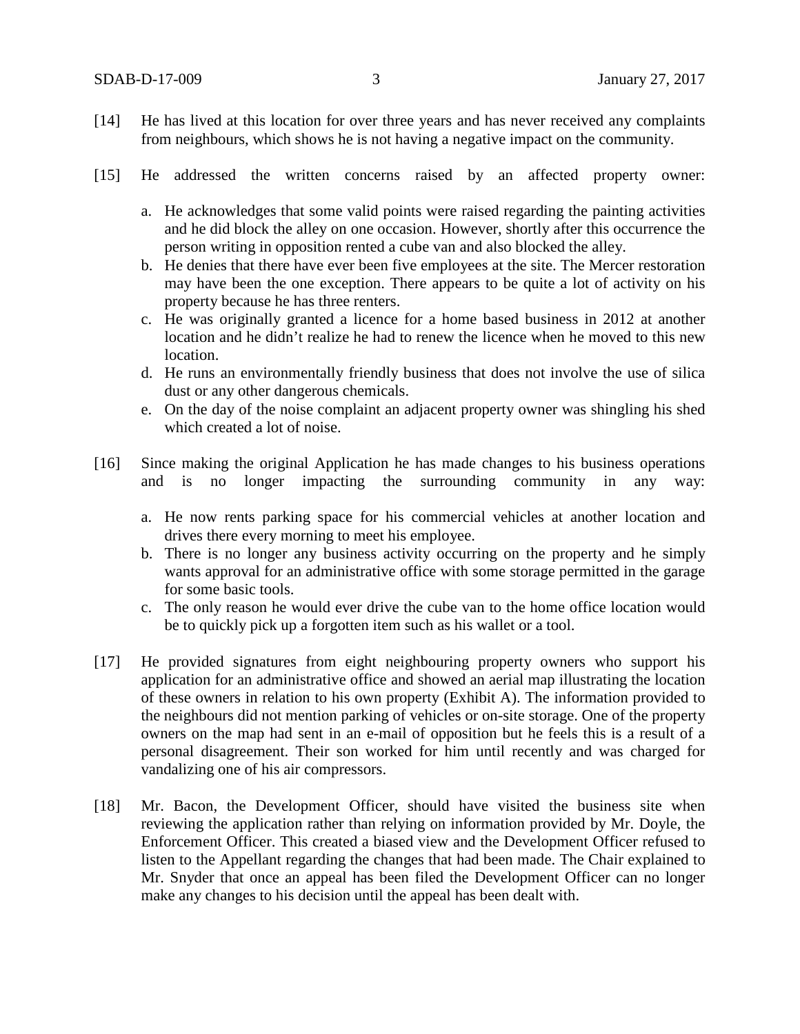[14] He has lived at this location for over three years and has never received any complaints from neighbours, which shows he is not having a negative impact on the community.

[15] He addressed the written concerns raised by an affected property owner:

a. He acknowledges that some valid points were raised regarding the painting activities and he did block the alley on one occasion. However, shortly after this occurrence the person writing in opposition rented a cube van and also blocked the alley.
b. He denies that there have ever been five employees at the site. The Mercer restoration may have been the one exception. There appears to be quite a lot of activity on his property because he has three renters.
c. He was originally granted a licence for a home based business in 2012 at another location and he didn't realize he had to renew the licence when he moved to this new location.
d. He runs an environmentally friendly business that does not involve the use of silica dust or any other dangerous chemicals.
e. On the day of the noise complaint an adjacent property owner was shingling his shed which created a lot of noise.

[16] Since making the original Application he has made changes to his business operations and is no longer impacting the surrounding community in any way:

a. He now rents parking space for his commercial vehicles at another location and drives there every morning to meet his employee.
b. There is no longer any business activity occurring on the property and he simply wants approval for an administrative office with some storage permitted in the garage for some basic tools.
c. The only reason he would ever drive the cube van to the home office location would be to quickly pick up a forgotten item such as his wallet or a tool.

[17] He provided signatures from eight neighbouring property owners who support his application for an administrative office and showed an aerial map illustrating the location of these owners in relation to his own property (Exhibit A). The information provided to the neighbours did not mention parking of vehicles or on-site storage. One of the property owners on the map had sent in an e-mail of opposition but he feels this is a result of a personal disagreement. Their son worked for him until recently and was charged for vandalizing one of his air compressors.

[18] Mr. Bacon, the Development Officer, should have visited the business site when reviewing the application rather than relying on information provided by Mr. Doyle, the Enforcement Officer. This created a biased view and the Development Officer refused to listen to the Appellant regarding the changes that had been made. The Chair explained to Mr. Snyder that once an appeal has been filed the Development Officer can no longer make any changes to his decision until the appeal has been dealt with.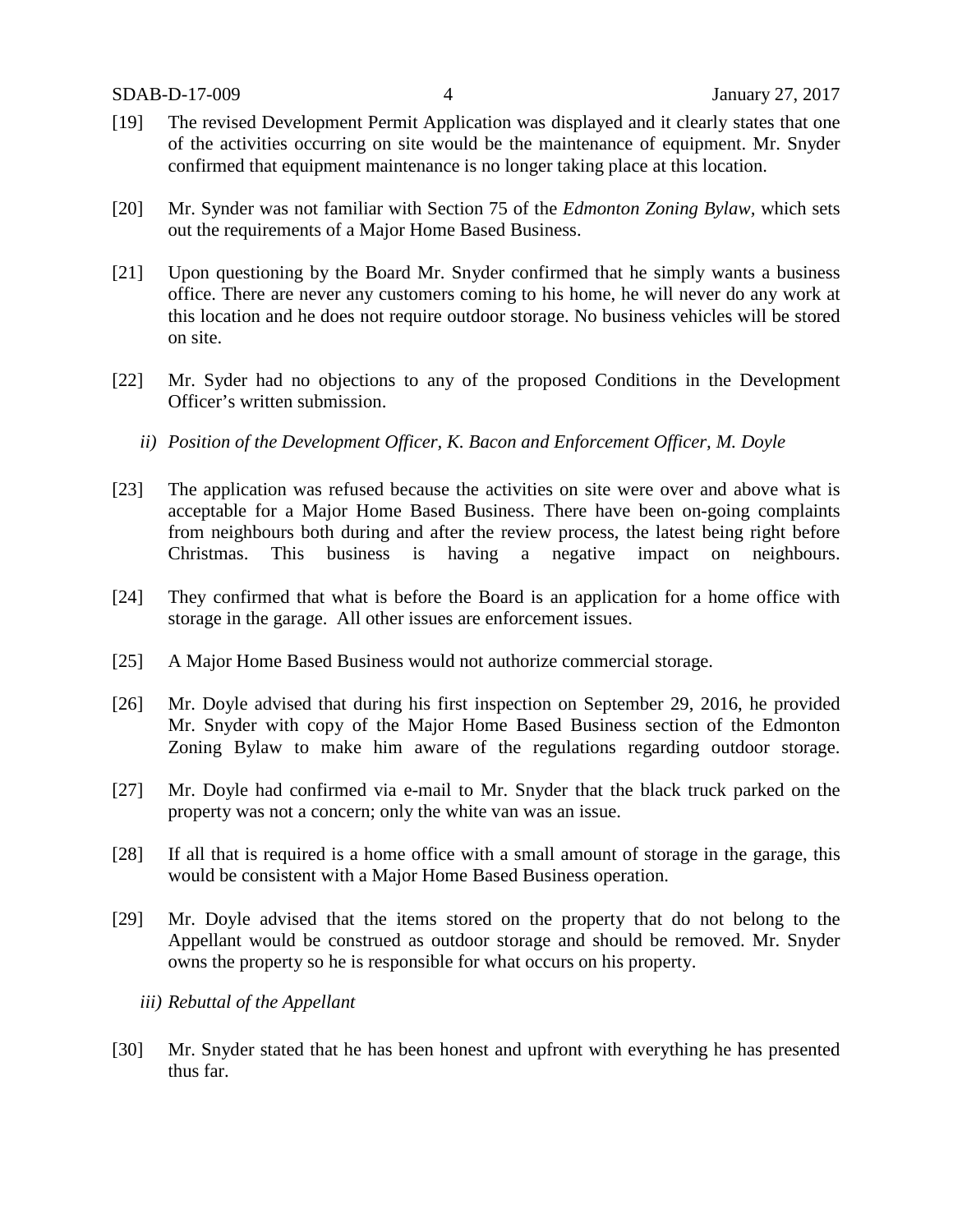[19] The revised Development Permit Application was displayed and it clearly states that one of the activities occurring on site would be the maintenance of equipment. Mr. Snyder confirmed that equipment maintenance is no longer taking place at this location.

[20] Mr. Synder was not familiar with Section 75 of the *Edmonton Zoning Bylaw*, which sets out the requirements of a Major Home Based Business.

[21] Upon questioning by the Board Mr. Snyder confirmed that he simply wants a business office. There are never any customers coming to his home, he will never do any work at this location and he does not require outdoor storage. No business vehicles will be stored on site.

[22] Mr. Syder had no objections to any of the proposed Conditions in the Development Officer's written submission.

*ii) Position of the Development Officer, K. Bacon and Enforcement Officer, M. Doyle*

[23] The application was refused because the activities on site were over and above what is acceptable for a Major Home Based Business. There have been on-going complaints from neighbours both during and after the review process, the latest being right before Christmas. This business is having a negative impact on neighbours.

[24] They confirmed that what is before the Board is an application for a home office with storage in the garage. All other issues are enforcement issues.

[25] A Major Home Based Business would not authorize commercial storage.

[26] Mr. Doyle advised that during his first inspection on September 29, 2016, he provided Mr. Snyder with copy of the Major Home Based Business section of the Edmonton Zoning Bylaw to make him aware of the regulations regarding outdoor storage.

[27] Mr. Doyle had confirmed via e-mail to Mr. Snyder that the black truck parked on the property was not a concern; only the white van was an issue.

[28] If all that is required is a home office with a small amount of storage in the garage, this would be consistent with a Major Home Based Business operation.

[29] Mr. Doyle advised that the items stored on the property that do not belong to the Appellant would be construed as outdoor storage and should be removed. Mr. Snyder owns the property so he is responsible for what occurs on his property.

*iii) Rebuttal of the Appellant*

[30] Mr. Snyder stated that he has been honest and upfront with everything he has presented thus far.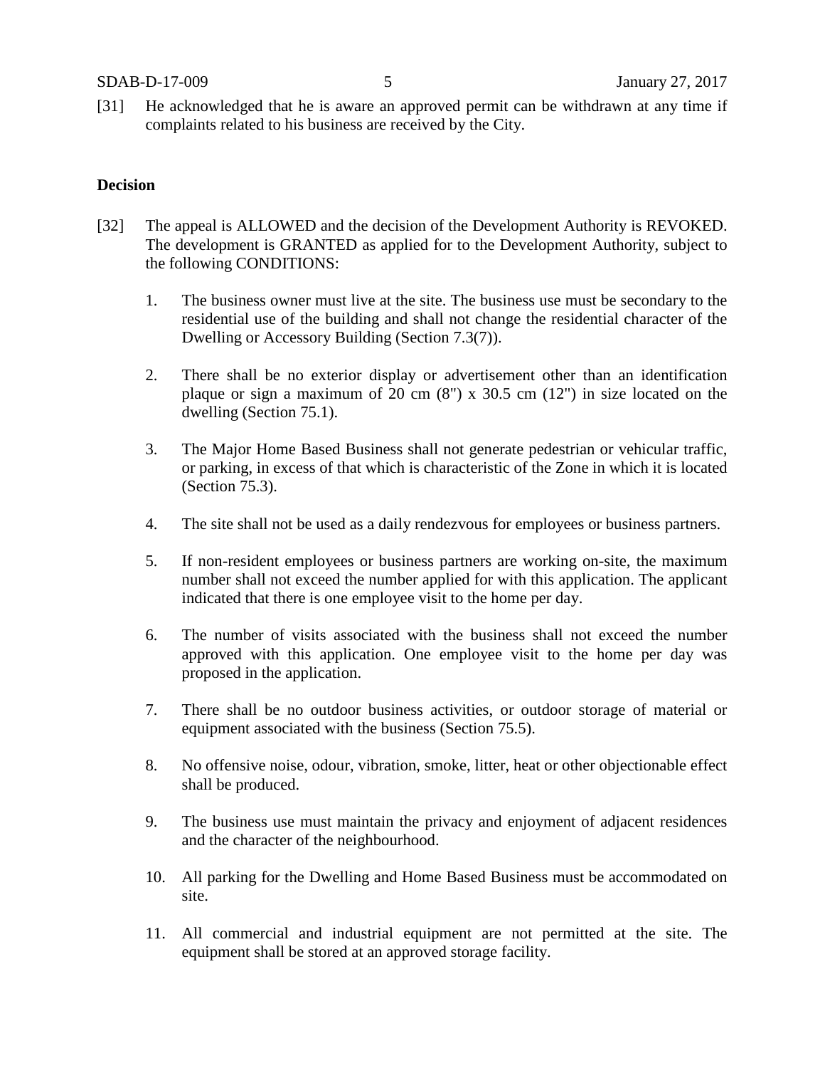[31] He acknowledged that he is aware an approved permit can be withdrawn at any time if complaints related to his business are received by the City.

**Decision**

[32] The appeal is ALLOWED and the decision of the Development Authority is REVOKED. The development is GRANTED as applied for to the Development Authority, subject to the following CONDITIONS:

1. The business owner must live at the site. The business use must be secondary to the residential use of the building and shall not change the residential character of the Dwelling or Accessory Building (Section 7.3(7)).

2. There shall be no exterior display or advertisement other than an identification plaque or sign a maximum of 20 cm (8") x 30.5 cm (12") in size located on the dwelling (Section 75.1).

3. The Major Home Based Business shall not generate pedestrian or vehicular traffic, or parking, in excess of that which is characteristic of the Zone in which it is located (Section 75.3).

4. The site shall not be used as a daily rendezvous for employees or business partners.

5. If non-resident employees or business partners are working on-site, the maximum number shall not exceed the number applied for with this application. The applicant indicated that there is one employee visit to the home per day.

6. The number of visits associated with the business shall not exceed the number approved with this application. One employee visit to the home per day was proposed in the application.

7. There shall be no outdoor business activities, or outdoor storage of material or equipment associated with the business (Section 75.5).

8. No offensive noise, odour, vibration, smoke, litter, heat or other objectionable effect shall be produced.

9. The business use must maintain the privacy and enjoyment of adjacent residences and the character of the neighbourhood.

10. All parking for the Dwelling and Home Based Business must be accommodated on site.

11. All commercial and industrial equipment are not permitted at the site. The equipment shall be stored at an approved storage facility.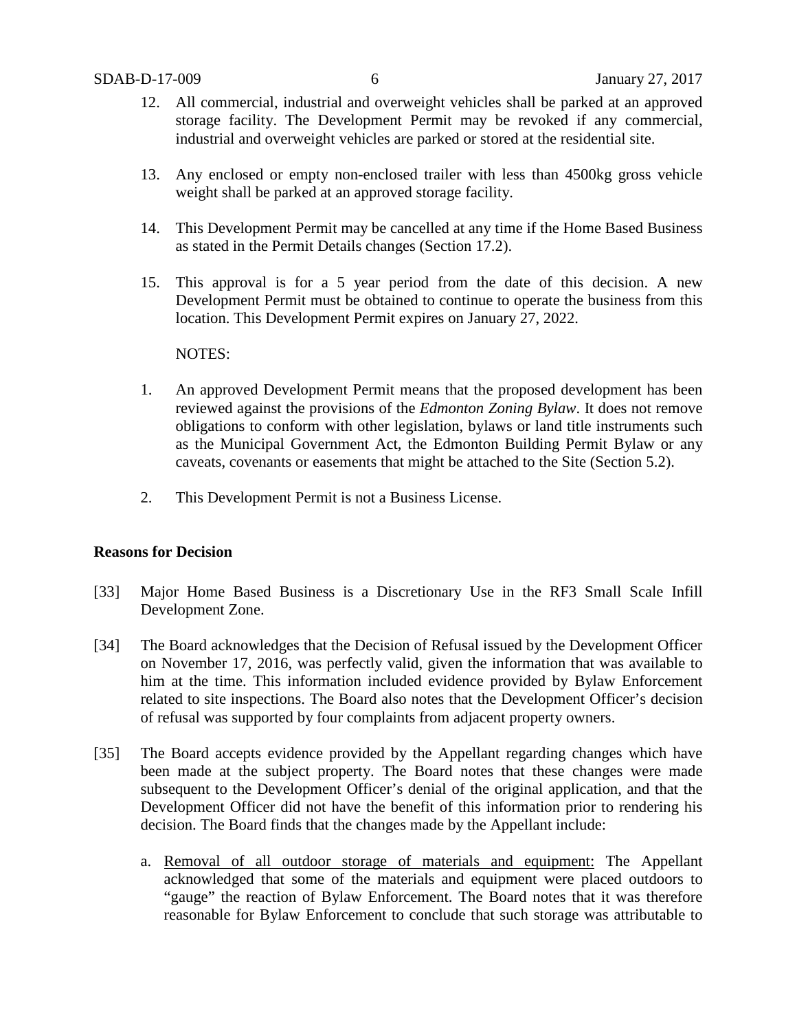12. All commercial, industrial and overweight vehicles shall be parked at an approved storage facility. The Development Permit may be revoked if any commercial, industrial and overweight vehicles are parked or stored at the residential site.

13. Any enclosed or empty non-enclosed trailer with less than 4500kg gross vehicle weight shall be parked at an approved storage facility.

14. This Development Permit may be cancelled at any time if the Home Based Business as stated in the Permit Details changes (Section 17.2).

15. This approval is for a 5 year period from the date of this decision. A new Development Permit must be obtained to continue to operate the business from this location. This Development Permit expires on January 27, 2022.

NOTES:

1. An approved Development Permit means that the proposed development has been reviewed against the provisions of the *Edmonton Zoning Bylaw*. It does not remove obligations to conform with other legislation, bylaws or land title instruments such as the Municipal Government Act, the Edmonton Building Permit Bylaw or any caveats, covenants or easements that might be attached to the Site (Section 5.2).

2. This Development Permit is not a Business License.

**Reasons for Decision**

[33] Major Home Based Business is a Discretionary Use in the RF3 Small Scale Infill Development Zone.

[34] The Board acknowledges that the Decision of Refusal issued by the Development Officer on November 17, 2016, was perfectly valid, given the information that was available to him at the time. This information included evidence provided by Bylaw Enforcement related to site inspections. The Board also notes that the Development Officer's decision of refusal was supported by four complaints from adjacent property owners.

[35] The Board accepts evidence provided by the Appellant regarding changes which have been made at the subject property. The Board notes that these changes were made subsequent to the Development Officer's denial of the original application, and that the Development Officer did not have the benefit of this information prior to rendering his decision. The Board finds that the changes made by the Appellant include:

a. <u>Removal of all outdoor storage of materials and equipment:</u> The Appellant acknowledged that some of the materials and equipment were placed outdoors to "gauge" the reaction of Bylaw Enforcement. The Board notes that it was therefore reasonable for Bylaw Enforcement to conclude that such storage was attributable to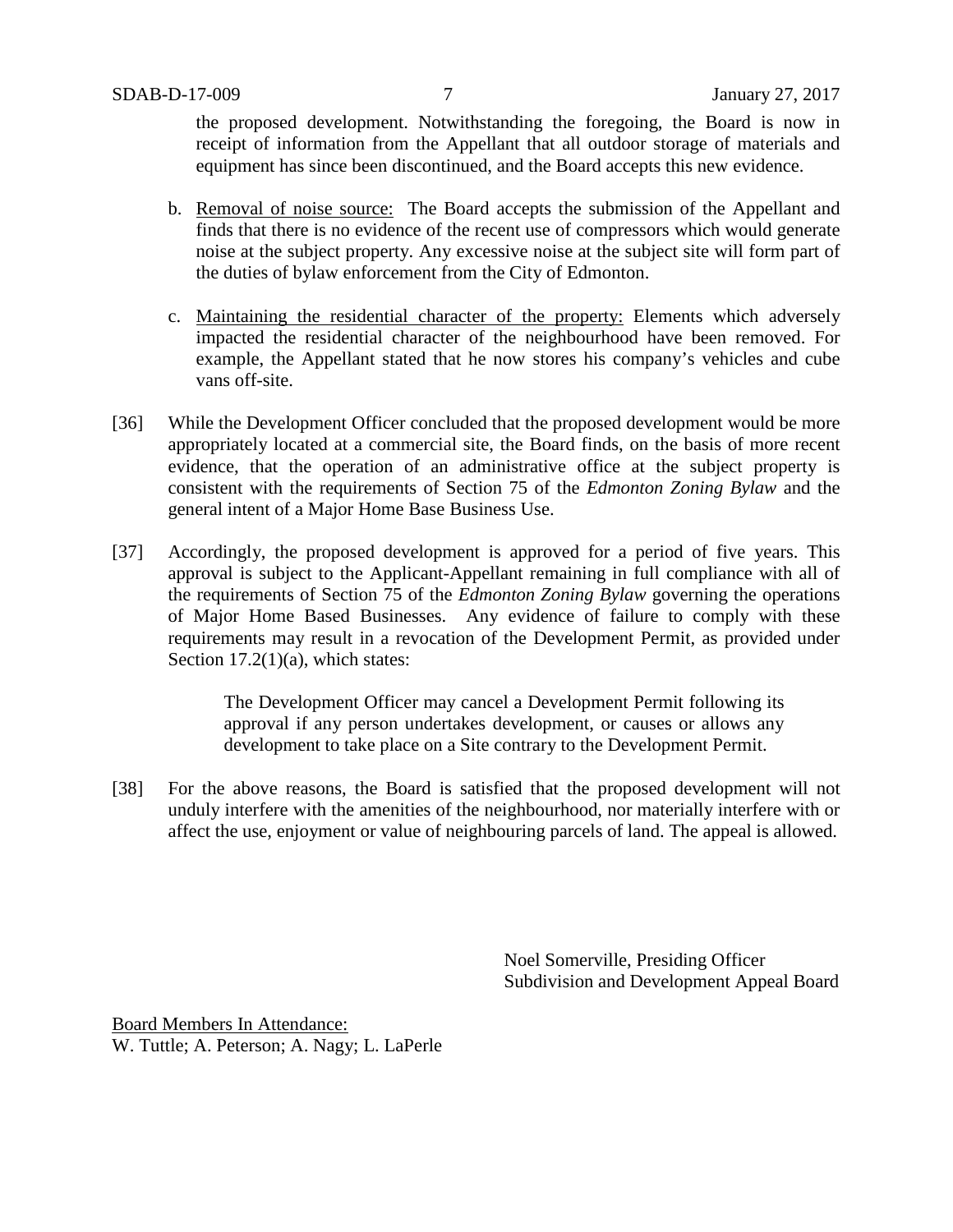the proposed development. Notwithstanding the foregoing, the Board is now in receipt of information from the Appellant that all outdoor storage of materials and equipment has since been discontinued, and the Board accepts this new evidence.

b. Removal of noise source: The Board accepts the submission of the Appellant and finds that there is no evidence of the recent use of compressors which would generate noise at the subject property. Any excessive noise at the subject site will form part of the duties of bylaw enforcement from the City of Edmonton.

c. Maintaining the residential character of the property: Elements which adversely impacted the residential character of the neighbourhood have been removed. For example, the Appellant stated that he now stores his company's vehicles and cube vans off-site.

[36] While the Development Officer concluded that the proposed development would be more appropriately located at a commercial site, the Board finds, on the basis of more recent evidence, that the operation of an administrative office at the subject property is consistent with the requirements of Section 75 of the *Edmonton Zoning Bylaw* and the general intent of a Major Home Base Business Use.

[37] Accordingly, the proposed development is approved for a period of five years. This approval is subject to the Applicant-Appellant remaining in full compliance with all of the requirements of Section 75 of the *Edmonton Zoning Bylaw* governing the operations of Major Home Based Businesses. Any evidence of failure to comply with these requirements may result in a revocation of the Development Permit, as provided under Section 17.2(1)(a), which states:

> The Development Officer may cancel a Development Permit following its approval if any person undertakes development, or causes or allows any development to take place on a Site contrary to the Development Permit.

[38] For the above reasons, the Board is satisfied that the proposed development will not unduly interfere with the amenities of the neighbourhood, nor materially interfere with or affect the use, enjoyment or value of neighbouring parcels of land. The appeal is allowed.

Noel Somerville, Presiding Officer
Subdivision and Development Appeal Board

Board Members In Attendance:
W. Tuttle; A. Peterson; A. Nagy; L. LaPerle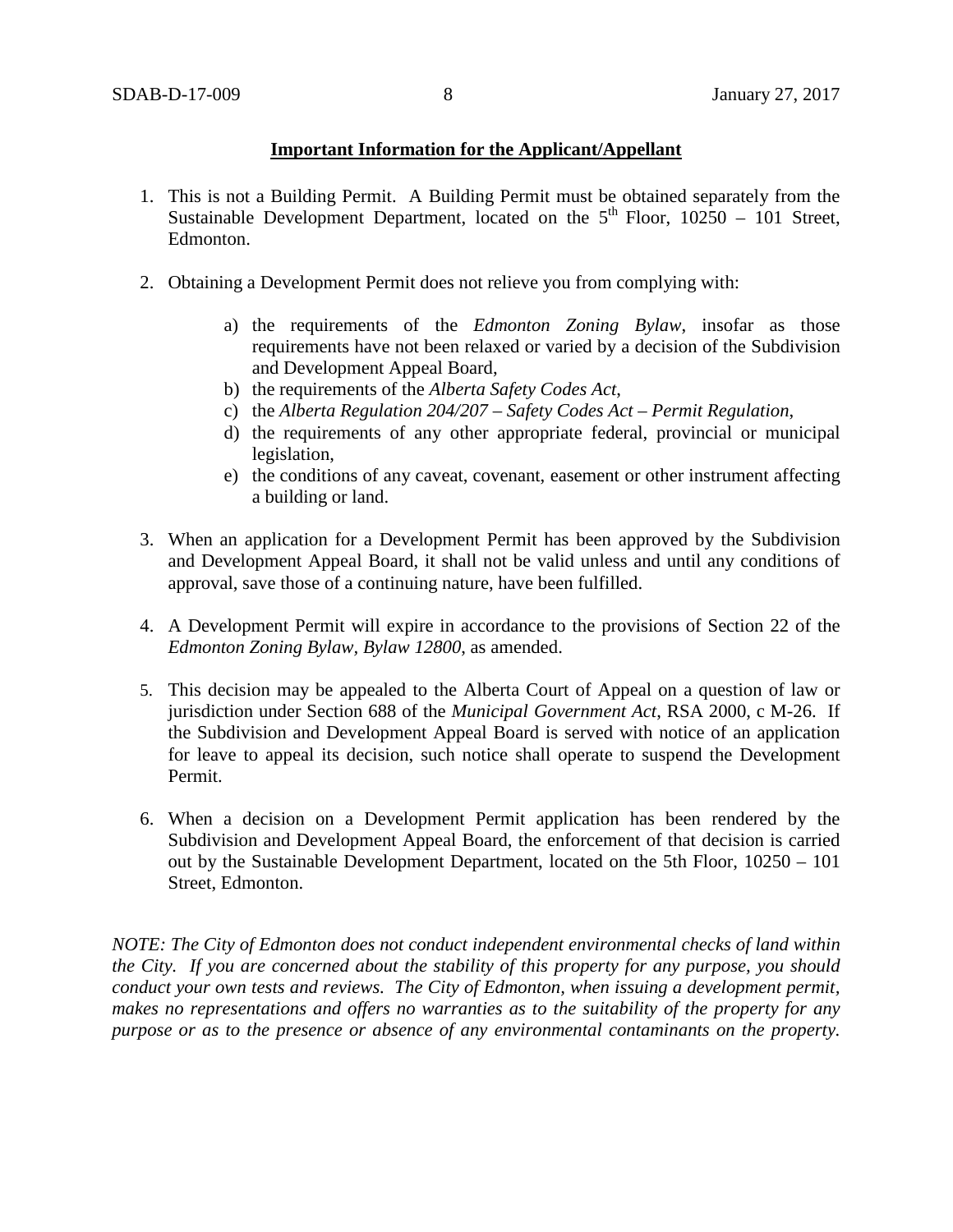**Important Information for the Applicant/Appellant**

1. This is not a Building Permit. A Building Permit must be obtained separately from the Sustainable Development Department, located on the 5th Floor, 10250 – 101 Street, Edmonton.

2. Obtaining a Development Permit does not relieve you from complying with:

   a) the requirements of the *Edmonton Zoning Bylaw*, insofar as those requirements have not been relaxed or varied by a decision of the Subdivision and Development Appeal Board,
   b) the requirements of the *Alberta Safety Codes Act*,
   c) the *Alberta Regulation 204/207 – Safety Codes Act – Permit Regulation*,
   d) the requirements of any other appropriate federal, provincial or municipal legislation,
   e) the conditions of any caveat, covenant, easement or other instrument affecting a building or land.

3. When an application for a Development Permit has been approved by the Subdivision and Development Appeal Board, it shall not be valid unless and until any conditions of approval, save those of a continuing nature, have been fulfilled.

4. A Development Permit will expire in accordance to the provisions of Section 22 of the *Edmonton Zoning Bylaw, Bylaw 12800*, as amended.

5. This decision may be appealed to the Alberta Court of Appeal on a question of law or jurisdiction under Section 688 of the *Municipal Government Act*, RSA 2000, c M-26. If the Subdivision and Development Appeal Board is served with notice of an application for leave to appeal its decision, such notice shall operate to suspend the Development Permit.

6. When a decision on a Development Permit application has been rendered by the Subdivision and Development Appeal Board, the enforcement of that decision is carried out by the Sustainable Development Department, located on the 5th Floor, 10250 – 101 Street, Edmonton.

*NOTE: The City of Edmonton does not conduct independent environmental checks of land within the City. If you are concerned about the stability of this property for any purpose, you should conduct your own tests and reviews. The City of Edmonton, when issuing a development permit, makes no representations and offers no warranties as to the suitability of the property for any purpose or as to the presence or absence of any environmental contaminants on the property.*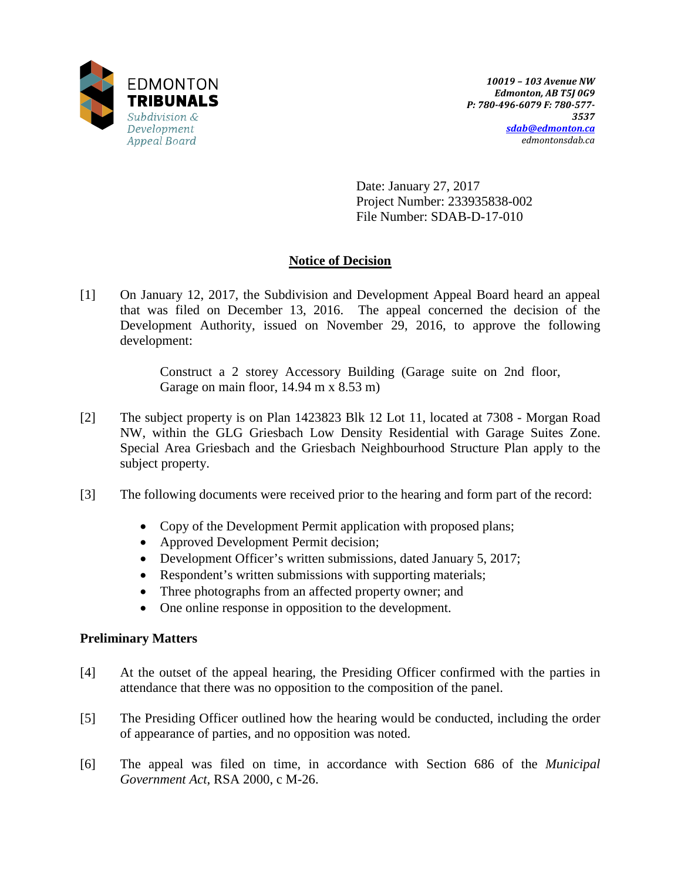EDMONTON
**TRIBUNALS**
*Subdivision & Development Appeal Board*

***10019 – 103 Avenue NW***
***Edmonton, AB T5J 0G9***
***P: 780-496-6079 F: 780-577-3537***
***sdab@edmonton.ca***
*edmontonsdab.ca*

Date: January 27, 2017
Project Number: 233935838-002
File Number: SDAB-D-17-010

## Notice of Decision

[1] On January 12, 2017, the Subdivision and Development Appeal Board heard an appeal that was filed on December 13, 2016. The appeal concerned the decision of the Development Authority, issued on November 29, 2016, to approve the following development:

> Construct a 2 storey Accessory Building (Garage suite on 2nd floor, Garage on main floor, 14.94 m x 8.53 m)

[2] The subject property is on Plan 1423823 Blk 12 Lot 11, located at 7308 - Morgan Road NW, within the GLG Griesbach Low Density Residential with Garage Suites Zone. Special Area Griesbach and the Griesbach Neighbourhood Structure Plan apply to the subject property.

[3] The following documents were received prior to the hearing and form part of the record:

- Copy of the Development Permit application with proposed plans;
- Approved Development Permit decision;
- Development Officer's written submissions, dated January 5, 2017;
- Respondent's written submissions with supporting materials;
- Three photographs from an affected property owner; and
- One online response in opposition to the development.

### Preliminary Matters

[4] At the outset of the appeal hearing, the Presiding Officer confirmed with the parties in attendance that there was no opposition to the composition of the panel.

[5] The Presiding Officer outlined how the hearing would be conducted, including the order of appearance of parties, and no opposition was noted.

[6] The appeal was filed on time, in accordance with Section 686 of the *Municipal Government Act*, RSA 2000, c M-26.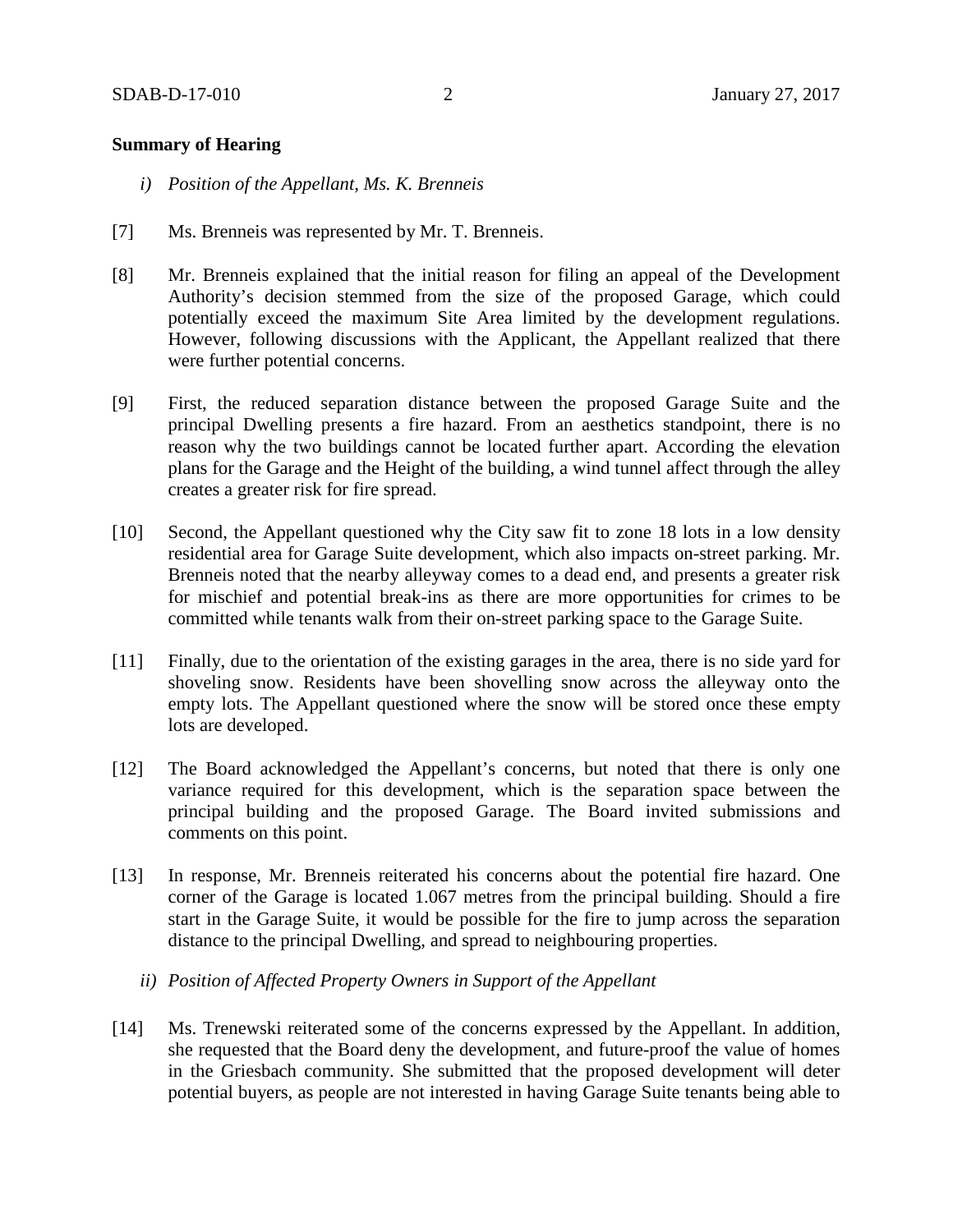**Summary of Hearing**

*i) Position of the Appellant, Ms. K. Brenneis*

[7] Ms. Brenneis was represented by Mr. T. Brenneis.

[8] Mr. Brenneis explained that the initial reason for filing an appeal of the Development Authority's decision stemmed from the size of the proposed Garage, which could potentially exceed the maximum Site Area limited by the development regulations. However, following discussions with the Applicant, the Appellant realized that there were further potential concerns.

[9] First, the reduced separation distance between the proposed Garage Suite and the principal Dwelling presents a fire hazard. From an aesthetics standpoint, there is no reason why the two buildings cannot be located further apart. According the elevation plans for the Garage and the Height of the building, a wind tunnel affect through the alley creates a greater risk for fire spread.

[10] Second, the Appellant questioned why the City saw fit to zone 18 lots in a low density residential area for Garage Suite development, which also impacts on-street parking. Mr. Brenneis noted that the nearby alleyway comes to a dead end, and presents a greater risk for mischief and potential break-ins as there are more opportunities for crimes to be committed while tenants walk from their on-street parking space to the Garage Suite.

[11] Finally, due to the orientation of the existing garages in the area, there is no side yard for shoveling snow. Residents have been shovelling snow across the alleyway onto the empty lots. The Appellant questioned where the snow will be stored once these empty lots are developed.

[12] The Board acknowledged the Appellant's concerns, but noted that there is only one variance required for this development, which is the separation space between the principal building and the proposed Garage. The Board invited submissions and comments on this point.

[13] In response, Mr. Brenneis reiterated his concerns about the potential fire hazard. One corner of the Garage is located 1.067 metres from the principal building. Should a fire start in the Garage Suite, it would be possible for the fire to jump across the separation distance to the principal Dwelling, and spread to neighbouring properties.

*ii) Position of Affected Property Owners in Support of the Appellant*

[14] Ms. Trenewski reiterated some of the concerns expressed by the Appellant. In addition, she requested that the Board deny the development, and future-proof the value of homes in the Griesbach community. She submitted that the proposed development will deter potential buyers, as people are not interested in having Garage Suite tenants being able to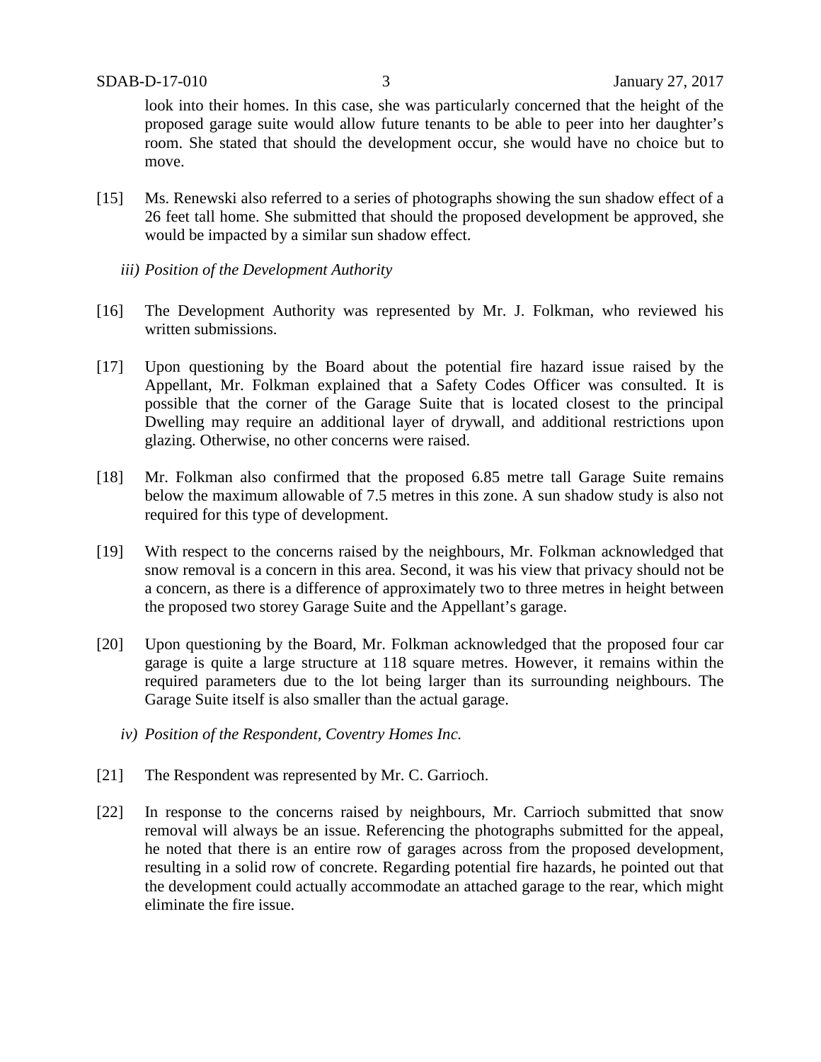look into their homes. In this case, she was particularly concerned that the height of the proposed garage suite would allow future tenants to be able to peer into her daughter's room. She stated that should the development occur, she would have no choice but to move.

[15] Ms. Renewski also referred to a series of photographs showing the sun shadow effect of a 26 feet tall home. She submitted that should the proposed development be approved, she would be impacted by a similar sun shadow effect.

*iii) Position of the Development Authority*

[16] The Development Authority was represented by Mr. J. Folkman, who reviewed his written submissions.

[17] Upon questioning by the Board about the potential fire hazard issue raised by the Appellant, Mr. Folkman explained that a Safety Codes Officer was consulted. It is possible that the corner of the Garage Suite that is located closest to the principal Dwelling may require an additional layer of drywall, and additional restrictions upon glazing. Otherwise, no other concerns were raised.

[18] Mr. Folkman also confirmed that the proposed 6.85 metre tall Garage Suite remains below the maximum allowable of 7.5 metres in this zone. A sun shadow study is also not required for this type of development.

[19] With respect to the concerns raised by the neighbours, Mr. Folkman acknowledged that snow removal is a concern in this area. Second, it was his view that privacy should not be a concern, as there is a difference of approximately two to three metres in height between the proposed two storey Garage Suite and the Appellant's garage.

[20] Upon questioning by the Board, Mr. Folkman acknowledged that the proposed four car garage is quite a large structure at 118 square metres. However, it remains within the required parameters due to the lot being larger than its surrounding neighbours. The Garage Suite itself is also smaller than the actual garage.

*iv) Position of the Respondent, Coventry Homes Inc.*

[21] The Respondent was represented by Mr. C. Garrioch.

[22] In response to the concerns raised by neighbours, Mr. Carrioch submitted that snow removal will always be an issue. Referencing the photographs submitted for the appeal, he noted that there is an entire row of garages across from the proposed development, resulting in a solid row of concrete. Regarding potential fire hazards, he pointed out that the development could actually accommodate an attached garage to the rear, which might eliminate the fire issue.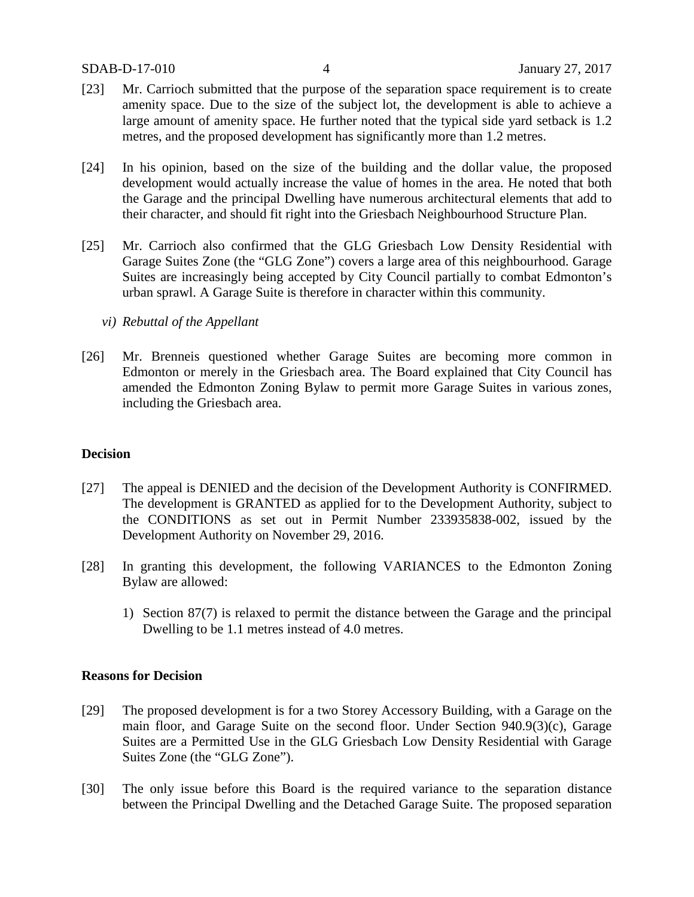[23] Mr. Carrioch submitted that the purpose of the separation space requirement is to create amenity space. Due to the size of the subject lot, the development is able to achieve a large amount of amenity space. He further noted that the typical side yard setback is 1.2 metres, and the proposed development has significantly more than 1.2 metres.

[24] In his opinion, based on the size of the building and the dollar value, the proposed development would actually increase the value of homes in the area. He noted that both the Garage and the principal Dwelling have numerous architectural elements that add to their character, and should fit right into the Griesbach Neighbourhood Structure Plan.

[25] Mr. Carrioch also confirmed that the GLG Griesbach Low Density Residential with Garage Suites Zone (the "GLG Zone") covers a large area of this neighbourhood. Garage Suites are increasingly being accepted by City Council partially to combat Edmonton's urban sprawl. A Garage Suite is therefore in character within this community.

*vi) Rebuttal of the Appellant*

[26] Mr. Brenneis questioned whether Garage Suites are becoming more common in Edmonton or merely in the Griesbach area. The Board explained that City Council has amended the Edmonton Zoning Bylaw to permit more Garage Suites in various zones, including the Griesbach area.

**Decision**

[27] The appeal is DENIED and the decision of the Development Authority is CONFIRMED. The development is GRANTED as applied for to the Development Authority, subject to the CONDITIONS as set out in Permit Number 233935838-002, issued by the Development Authority on November 29, 2016.

[28] In granting this development, the following VARIANCES to the Edmonton Zoning Bylaw are allowed:

1) Section 87(7) is relaxed to permit the distance between the Garage and the principal Dwelling to be 1.1 metres instead of 4.0 metres.

**Reasons for Decision**

[29] The proposed development is for a two Storey Accessory Building, with a Garage on the main floor, and Garage Suite on the second floor. Under Section 940.9(3)(c), Garage Suites are a Permitted Use in the GLG Griesbach Low Density Residential with Garage Suites Zone (the "GLG Zone").

[30] The only issue before this Board is the required variance to the separation distance between the Principal Dwelling and the Detached Garage Suite. The proposed separation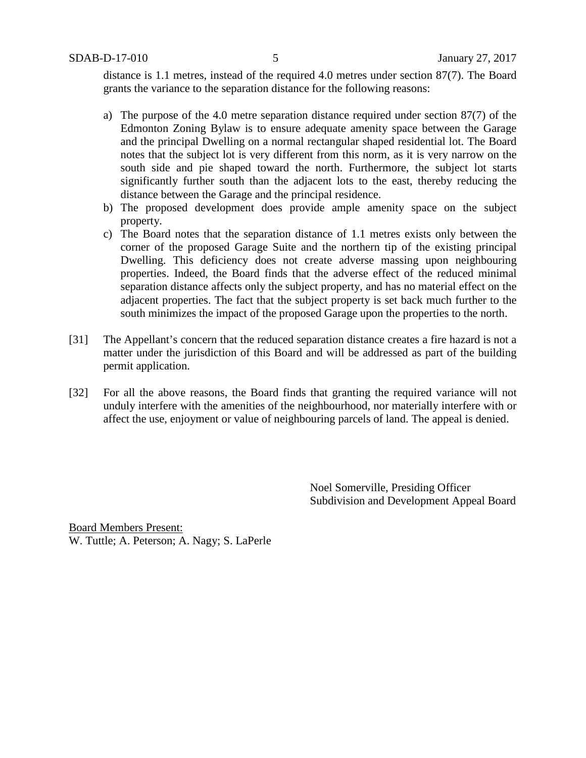distance is 1.1 metres, instead of the required 4.0 metres under section 87(7). The Board grants the variance to the separation distance for the following reasons:

a) The purpose of the 4.0 metre separation distance required under section 87(7) of the Edmonton Zoning Bylaw is to ensure adequate amenity space between the Garage and the principal Dwelling on a normal rectangular shaped residential lot. The Board notes that the subject lot is very different from this norm, as it is very narrow on the south side and pie shaped toward the north. Furthermore, the subject lot starts significantly further south than the adjacent lots to the east, thereby reducing the distance between the Garage and the principal residence.
b) The proposed development does provide ample amenity space on the subject property.
c) The Board notes that the separation distance of 1.1 metres exists only between the corner of the proposed Garage Suite and the northern tip of the existing principal Dwelling. This deficiency does not create adverse massing upon neighbouring properties. Indeed, the Board finds that the adverse effect of the reduced minimal separation distance affects only the subject property, and has no material effect on the adjacent properties. The fact that the subject property is set back much further to the south minimizes the impact of the proposed Garage upon the properties to the north.

[31] The Appellant's concern that the reduced separation distance creates a fire hazard is not a matter under the jurisdiction of this Board and will be addressed as part of the building permit application.

[32] For all the above reasons, the Board finds that granting the required variance will not unduly interfere with the amenities of the neighbourhood, nor materially interfere with or affect the use, enjoyment or value of neighbouring parcels of land. The appeal is denied.

Noel Somerville, Presiding Officer
Subdivision and Development Appeal Board

Board Members Present:
W. Tuttle; A. Peterson; A. Nagy; S. LaPerle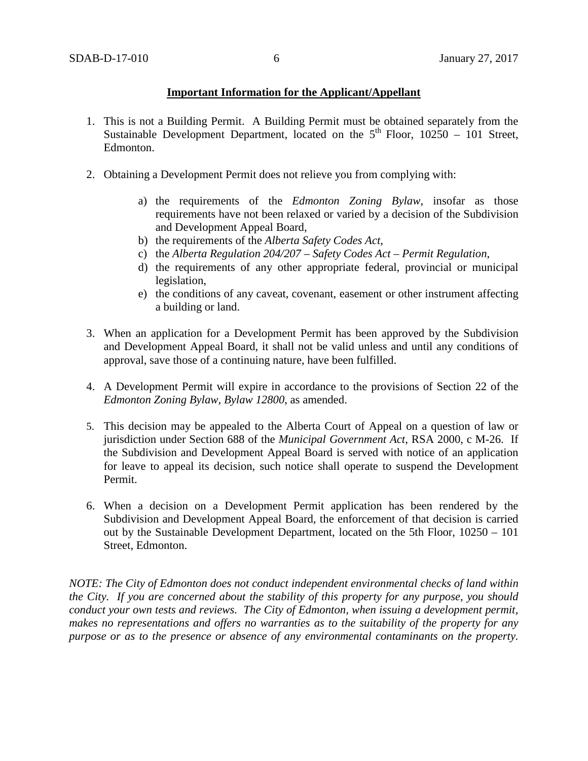**Important Information for the Applicant/Appellant**

1. This is not a Building Permit. A Building Permit must be obtained separately from the Sustainable Development Department, located on the 5th Floor, 10250 – 101 Street, Edmonton.

2. Obtaining a Development Permit does not relieve you from complying with:

   a) the requirements of the *Edmonton Zoning Bylaw*, insofar as those requirements have not been relaxed or varied by a decision of the Subdivision and Development Appeal Board,
   b) the requirements of the *Alberta Safety Codes Act*,
   c) the *Alberta Regulation 204/207 – Safety Codes Act – Permit Regulation*,
   d) the requirements of any other appropriate federal, provincial or municipal legislation,
   e) the conditions of any caveat, covenant, easement or other instrument affecting a building or land.

3. When an application for a Development Permit has been approved by the Subdivision and Development Appeal Board, it shall not be valid unless and until any conditions of approval, save those of a continuing nature, have been fulfilled.

4. A Development Permit will expire in accordance to the provisions of Section 22 of the *Edmonton Zoning Bylaw, Bylaw 12800*, as amended.

5. This decision may be appealed to the Alberta Court of Appeal on a question of law or jurisdiction under Section 688 of the *Municipal Government Act*, RSA 2000, c M-26. If the Subdivision and Development Appeal Board is served with notice of an application for leave to appeal its decision, such notice shall operate to suspend the Development Permit.

6. When a decision on a Development Permit application has been rendered by the Subdivision and Development Appeal Board, the enforcement of that decision is carried out by the Sustainable Development Department, located on the 5th Floor, 10250 – 101 Street, Edmonton.

*NOTE: The City of Edmonton does not conduct independent environmental checks of land within the City. If you are concerned about the stability of this property for any purpose, you should conduct your own tests and reviews. The City of Edmonton, when issuing a development permit, makes no representations and offers no warranties as to the suitability of the property for any purpose or as to the presence or absence of any environmental contaminants on the property.*